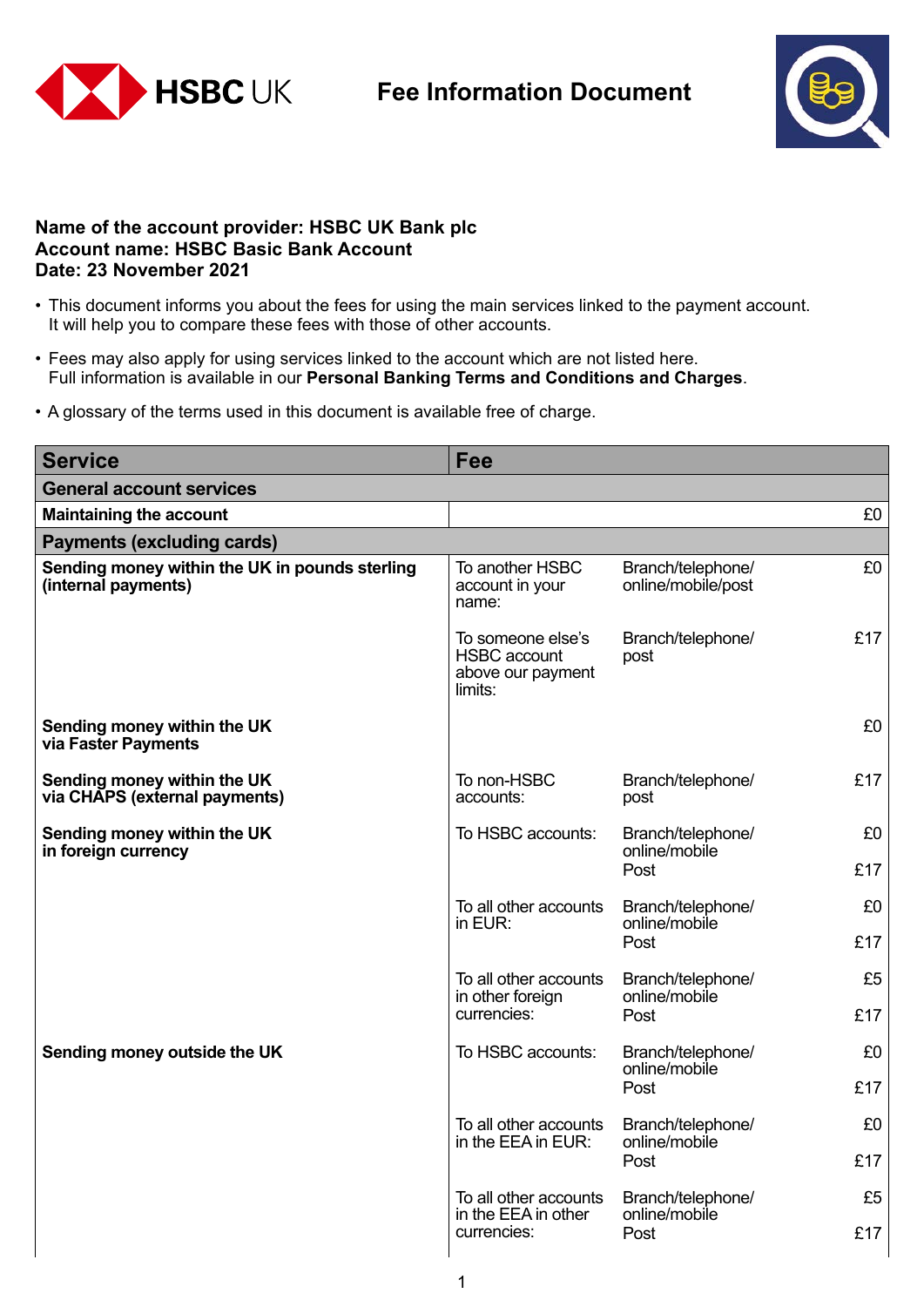# Fee Information Document

**Name of the account provider: HSBC UK Bank plc**
**Account name: HSBC Basic Bank Account**
**Date: 23 November 2021**

- This document informs you about the fees for using the main services linked to the payment account. It will help you to compare these fees with those of other accounts.
- Fees may also apply for using services linked to the account which are not listed here. Full information is available in our **Personal Banking Terms and Conditions and Charges**.
- A glossary of the terms used in this document is available free of charge.

| Service | Fee | | |
|---|---|---|---|
| **General account services** | | | |
| **Maintaining the account** | | | £0 |
| **Payments (excluding cards)** | | | |
| **Sending money within the UK in pounds sterling (internal payments)** | To another HSBC account in your name: | Branch/telephone/ online/mobile/post | £0 |
| | To someone else's HSBC account above our payment limits: | Branch/telephone/ post | £17 |
| **Sending money within the UK via Faster Payments** | | | £0 |
| **Sending money within the UK via CHAPS (external payments)** | To non-HSBC accounts: | Branch/telephone/ post | £17 |
| **Sending money within the UK in foreign currency** | To HSBC accounts: | Branch/telephone/ online/mobile | £0 |
| | | Post | £17 |
| | To all other accounts in EUR: | Branch/telephone/ online/mobile | £0 |
| | | Post | £17 |
| | To all other accounts in other foreign currencies: | Branch/telephone/ online/mobile | £5 |
| | | Post | £17 |
| **Sending money outside the UK** | To HSBC accounts: | Branch/telephone/ online/mobile | £0 |
| | | Post | £17 |
| | To all other accounts in the EEA in EUR: | Branch/telephone/ online/mobile | £0 |
| | | Post | £17 |
| | To all other accounts in the EEA in other currencies: | Branch/telephone/ online/mobile | £5 |
| | | Post | £17 |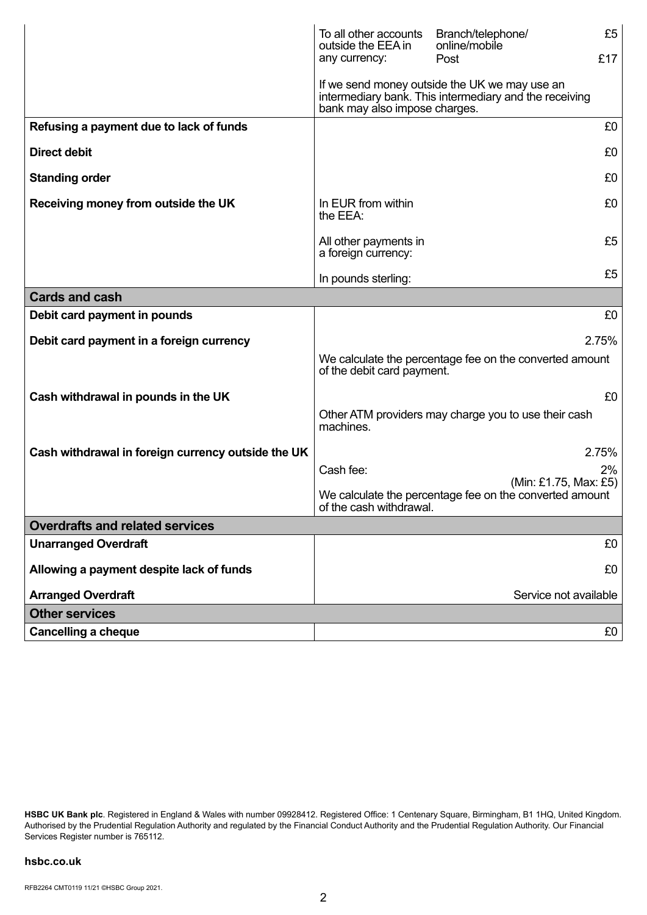| | | | |
|---|---|---|---|
| | To all other accounts outside the EEA in any currency: | Branch/telephone/ online/mobile | £5 |
| | | Post | £17 |
| | If we send money outside the UK we may use an intermediary bank. This intermediary and the receiving bank may also impose charges. | | |
| **Refusing a payment due to lack of funds** | | | £0 |
| **Direct debit** | | | £0 |
| **Standing order** | | | £0 |
| **Receiving money from outside the UK** | In EUR from within the EEA: | | £0 |
| | All other payments in a foreign currency: | | £5 |
| | In pounds sterling: | | £5 |
| **Cards and cash** | | | |
| **Debit card payment in pounds** | | | £0 |
| **Debit card payment in a foreign currency** | | | 2.75% |
| | We calculate the percentage fee on the converted amount of the debit card payment. | | |
| **Cash withdrawal in pounds in the UK** | | | £0 |
| | Other ATM providers may charge you to use their cash machines. | | |
| **Cash withdrawal in foreign currency outside the UK** | | | 2.75% |
| | Cash fee: | | 2% (Min: £1.75, Max: £5) |
| | We calculate the percentage fee on the converted amount of the cash withdrawal. | | |
| **Overdrafts and related services** | | | |
| **Unarranged Overdraft** | | | £0 |
| **Allowing a payment despite lack of funds** | | | £0 |
| **Arranged Overdraft** | | | Service not available |
| **Other services** | | | |
| **Cancelling a cheque** | | | £0 |

**HSBC UK Bank plc**. Registered in England & Wales with number 09928412. Registered Office: 1 Centenary Square, Birmingham, B1 1HQ, United Kingdom. Authorised by the Prudential Regulation Authority and regulated by the Financial Conduct Authority and the Prudential Regulation Authority. Our Financial Services Register number is 765112.

**hsbc.co.uk**

RFB2264 CMT0119 11/21 ©HSBC Group 2021.